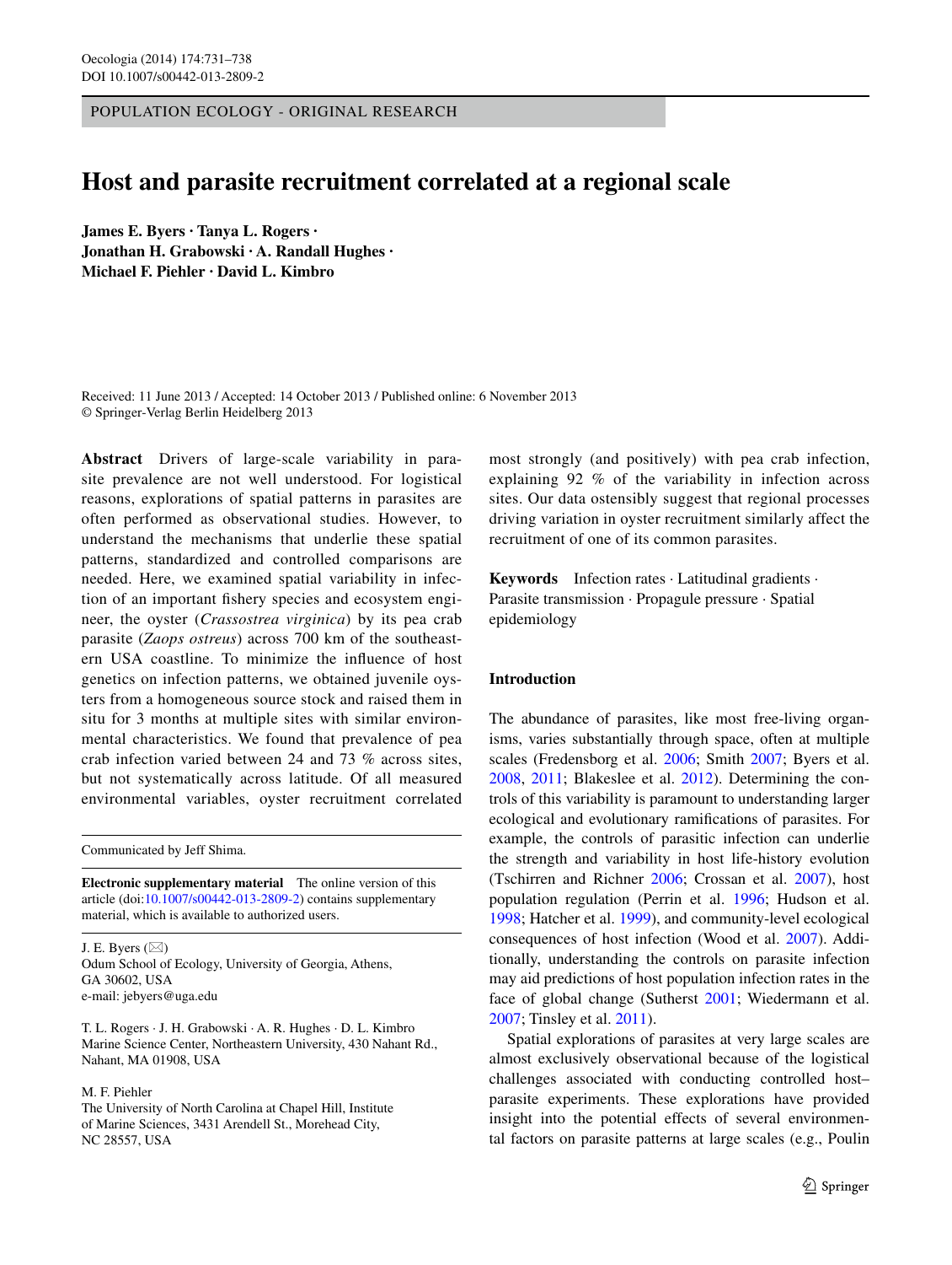POPULATION ECOLOGY - ORIGINAL RESEARCH

# Host and parasite recruitment correlated at a regional scale

**James E. Byers · Tanya L. Rogers · Jonathan H. Grabowski · A. Randall Hughes · Michael F. Piehler · David L. Kimbro**

Received: 11 June 2013 / Accepted: 14 October 2013 / Published online: 6 November 2013
© Springer-Verlag Berlin Heidelberg 2013

**Abstract** Drivers of large-scale variability in parasite prevalence are not well understood. For logistical reasons, explorations of spatial patterns in parasites are often performed as observational studies. However, to understand the mechanisms that underlie these spatial patterns, standardized and controlled comparisons are needed. Here, we examined spatial variability in infection of an important fishery species and ecosystem engineer, the oyster (*Crassostrea virginica*) by its pea crab parasite (*Zaops ostreus*) across 700 km of the southeastern USA coastline. To minimize the influence of host genetics on infection patterns, we obtained juvenile oysters from a homogeneous source stock and raised them in situ for 3 months at multiple sites with similar environmental characteristics. We found that prevalence of pea crab infection varied between 24 and 73 % across sites, but not systematically across latitude. Of all measured environmental variables, oyster recruitment correlated most strongly (and positively) with pea crab infection, explaining 92 % of the variability in infection across sites. Our data ostensibly suggest that regional processes driving variation in oyster recruitment similarly affect the recruitment of one of its common parasites.

**Keywords** Infection rates · Latitudinal gradients · Parasite transmission · Propagule pressure · Spatial epidemiology

Communicated by Jeff Shima.

**Electronic supplementary material** The online version of this article (doi:10.1007/s00442-013-2809-2) contains supplementary material, which is available to authorized users.

J. E. Byers (✉)
Odum School of Ecology, University of Georgia, Athens, GA 30602, USA
e-mail: jebyers@uga.edu

T. L. Rogers · J. H. Grabowski · A. R. Hughes · D. L. Kimbro
Marine Science Center, Northeastern University, 430 Nahant Rd., Nahant, MA 01908, USA

M. F. Piehler
The University of North Carolina at Chapel Hill, Institute of Marine Sciences, 3431 Arendell St., Morehead City, NC 28557, USA

## Introduction

The abundance of parasites, like most free-living organisms, varies substantially through space, often at multiple scales (Fredensborg et al. 2006; Smith 2007; Byers et al. 2008, 2011; Blakeslee et al. 2012). Determining the controls of this variability is paramount to understanding larger ecological and evolutionary ramifications of parasites. For example, the controls of parasitic infection can underlie the strength and variability in host life-history evolution (Tschirren and Richner 2006; Crossan et al. 2007), host population regulation (Perrin et al. 1996; Hudson et al. 1998; Hatcher et al. 1999), and community-level ecological consequences of host infection (Wood et al. 2007). Additionally, understanding the controls on parasite infection may aid predictions of host population infection rates in the face of global change (Sutherst 2001; Wiedermann et al. 2007; Tinsley et al. 2011).

Spatial explorations of parasites at very large scales are almost exclusively observational because of the logistical challenges associated with conducting controlled host–parasite experiments. These explorations have provided insight into the potential effects of several environmental factors on parasite patterns at large scales (e.g., Poulin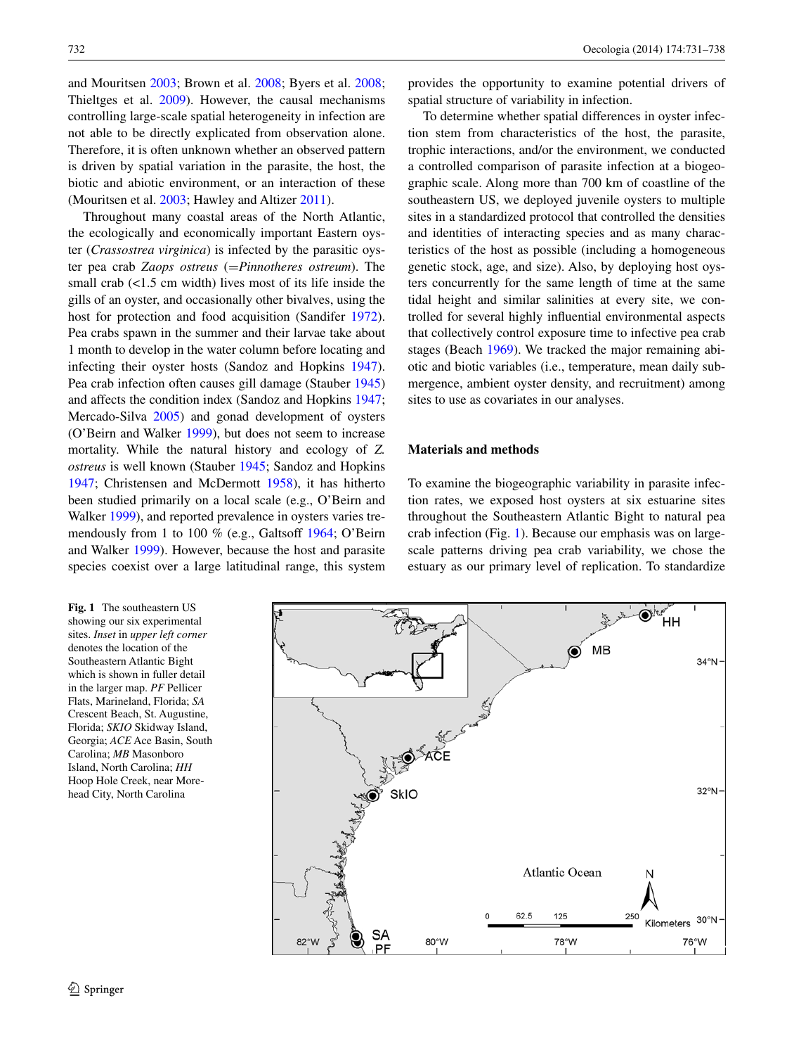and Mouritsen 2003; Brown et al. 2008; Byers et al. 2008; Thieltges et al. 2009). However, the causal mechanisms controlling large-scale spatial heterogeneity in infection are not able to be directly explicated from observation alone. Therefore, it is often unknown whether an observed pattern is driven by spatial variation in the parasite, the host, the biotic and abiotic environment, or an interaction of these (Mouritsen et al. 2003; Hawley and Altizer 2011).

Throughout many coastal areas of the North Atlantic, the ecologically and economically important Eastern oyster (*Crassostrea virginica*) is infected by the parasitic oyster pea crab *Zaops ostreus* (=*Pinnotheres ostreum*). The small crab (<1.5 cm width) lives most of its life inside the gills of an oyster, and occasionally other bivalves, using the host for protection and food acquisition (Sandifer 1972). Pea crabs spawn in the summer and their larvae take about 1 month to develop in the water column before locating and infecting their oyster hosts (Sandoz and Hopkins 1947). Pea crab infection often causes gill damage (Stauber 1945) and affects the condition index (Sandoz and Hopkins 1947; Mercado-Silva 2005) and gonad development of oysters (O'Beirn and Walker 1999), but does not seem to increase mortality. While the natural history and ecology of *Z. ostreus* is well known (Stauber 1945; Sandoz and Hopkins 1947; Christensen and McDermott 1958), it has hitherto been studied primarily on a local scale (e.g., O'Beirn and Walker 1999), and reported prevalence in oysters varies tremendously from 1 to 100 % (e.g., Galtsoff 1964; O'Beirn and Walker 1999). However, because the host and parasite species coexist over a large latitudinal range, this system provides the opportunity to examine potential drivers of spatial structure of variability in infection.

To determine whether spatial differences in oyster infection stem from characteristics of the host, the parasite, trophic interactions, and/or the environment, we conducted a controlled comparison of parasite infection at a biogeographic scale. Along more than 700 km of coastline of the southeastern US, we deployed juvenile oysters to multiple sites in a standardized protocol that controlled the densities and identities of interacting species and as many characteristics of the host as possible (including a homogeneous genetic stock, age, and size). Also, by deploying host oysters concurrently for the same length of time at the same tidal height and similar salinities at every site, we controlled for several highly influential environmental aspects that collectively control exposure time to infective pea crab stages (Beach 1969). We tracked the major remaining abiotic and biotic variables (i.e., temperature, mean daily submergence, ambient oyster density, and recruitment) among sites to use as covariates in our analyses.

## Materials and methods

To examine the biogeographic variability in parasite infection rates, we exposed host oysters at six estuarine sites throughout the Southeastern Atlantic Bight to natural pea crab infection (Fig. 1). Because our emphasis was on large-scale patterns driving pea crab variability, we chose the estuary as our primary level of replication. To standardize

**Fig. 1** The southeastern US showing our six experimental sites. *Inset* in *upper left corner* denotes the location of the Southeastern Atlantic Bight which is shown in fuller detail in the larger map. *PF* Pellicer Flats, Marineland, Florida; *SA* Crescent Beach, St. Augustine, Florida; *SKIO* Skidway Island, Georgia; *ACE* Ace Basin, South Carolina; *MB* Masonboro Island, North Carolina; *HH* Hoop Hole Creek, near Morehead City, North Carolina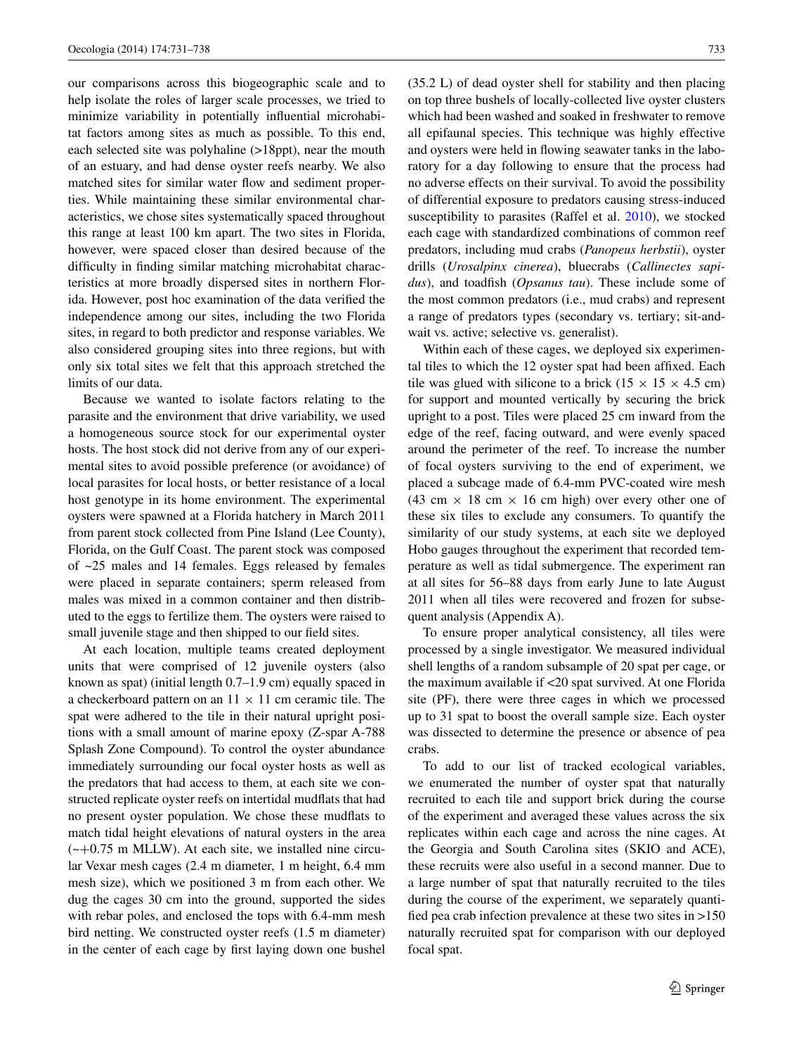our comparisons across this biogeographic scale and to help isolate the roles of larger scale processes, we tried to minimize variability in potentially influential microhabitat factors among sites as much as possible. To this end, each selected site was polyhaline (>18ppt), near the mouth of an estuary, and had dense oyster reefs nearby. We also matched sites for similar water flow and sediment properties. While maintaining these similar environmental characteristics, we chose sites systematically spaced throughout this range at least 100 km apart. The two sites in Florida, however, were spaced closer than desired because of the difficulty in finding similar matching microhabitat characteristics at more broadly dispersed sites in northern Florida. However, post hoc examination of the data verified the independence among our sites, including the two Florida sites, in regard to both predictor and response variables. We also considered grouping sites into three regions, but with only six total sites we felt that this approach stretched the limits of our data.

Because we wanted to isolate factors relating to the parasite and the environment that drive variability, we used a homogeneous source stock for our experimental oyster hosts. The host stock did not derive from any of our experimental sites to avoid possible preference (or avoidance) of local parasites for local hosts, or better resistance of a local host genotype in its home environment. The experimental oysters were spawned at a Florida hatchery in March 2011 from parent stock collected from Pine Island (Lee County), Florida, on the Gulf Coast. The parent stock was composed of ~25 males and 14 females. Eggs released by females were placed in separate containers; sperm released from males was mixed in a common container and then distributed to the eggs to fertilize them. The oysters were raised to small juvenile stage and then shipped to our field sites.

At each location, multiple teams created deployment units that were comprised of 12 juvenile oysters (also known as spat) (initial length 0.7–1.9 cm) equally spaced in a checkerboard pattern on an 11 × 11 cm ceramic tile. The spat were adhered to the tile in their natural upright positions with a small amount of marine epoxy (Z-spar A-788 Splash Zone Compound). To control the oyster abundance immediately surrounding our focal oyster hosts as well as the predators that had access to them, at each site we constructed replicate oyster reefs on intertidal mudflats that had no present oyster population. We chose these mudflats to match tidal height elevations of natural oysters in the area (~+0.75 m MLLW). At each site, we installed nine circular Vexar mesh cages (2.4 m diameter, 1 m height, 6.4 mm mesh size), which we positioned 3 m from each other. We dug the cages 30 cm into the ground, supported the sides with rebar poles, and enclosed the tops with 6.4-mm mesh bird netting. We constructed oyster reefs (1.5 m diameter) in the center of each cage by first laying down one bushel (35.2 L) of dead oyster shell for stability and then placing on top three bushels of locally-collected live oyster clusters which had been washed and soaked in freshwater to remove all epifaunal species. This technique was highly effective and oysters were held in flowing seawater tanks in the laboratory for a day following to ensure that the process had no adverse effects on their survival. To avoid the possibility of differential exposure to predators causing stress-induced susceptibility to parasites (Raffel et al. 2010), we stocked each cage with standardized combinations of common reef predators, including mud crabs (*Panopeus herbstii*), oyster drills (*Urosalpinx cinerea*), bluecrabs (*Callinectes sapidus*), and toadfish (*Opsanus tau*). These include some of the most common predators (i.e., mud crabs) and represent a range of predators types (secondary vs. tertiary; sit-and-wait vs. active; selective vs. generalist).

Within each of these cages, we deployed six experimental tiles to which the 12 oyster spat had been affixed. Each tile was glued with silicone to a brick (15 × 15 × 4.5 cm) for support and mounted vertically by securing the brick upright to a post. Tiles were placed 25 cm inward from the edge of the reef, facing outward, and were evenly spaced around the perimeter of the reef. To increase the number of focal oysters surviving to the end of experiment, we placed a subcage made of 6.4-mm PVC-coated wire mesh (43 cm × 18 cm × 16 cm high) over every other one of these six tiles to exclude any consumers. To quantify the similarity of our study systems, at each site we deployed Hobo gauges throughout the experiment that recorded temperature as well as tidal submergence. The experiment ran at all sites for 56–88 days from early June to late August 2011 when all tiles were recovered and frozen for subsequent analysis (Appendix A).

To ensure proper analytical consistency, all tiles were processed by a single investigator. We measured individual shell lengths of a random subsample of 20 spat per cage, or the maximum available if <20 spat survived. At one Florida site (PF), there were three cages in which we processed up to 31 spat to boost the overall sample size. Each oyster was dissected to determine the presence or absence of pea crabs.

To add to our list of tracked ecological variables, we enumerated the number of oyster spat that naturally recruited to each tile and support brick during the course of the experiment and averaged these values across the six replicates within each cage and across the nine cages. At the Georgia and South Carolina sites (SKIO and ACE), these recruits were also useful in a second manner. Due to a large number of spat that naturally recruited to the tiles during the course of the experiment, we separately quantified pea crab infection prevalence at these two sites in >150 naturally recruited spat for comparison with our deployed focal spat.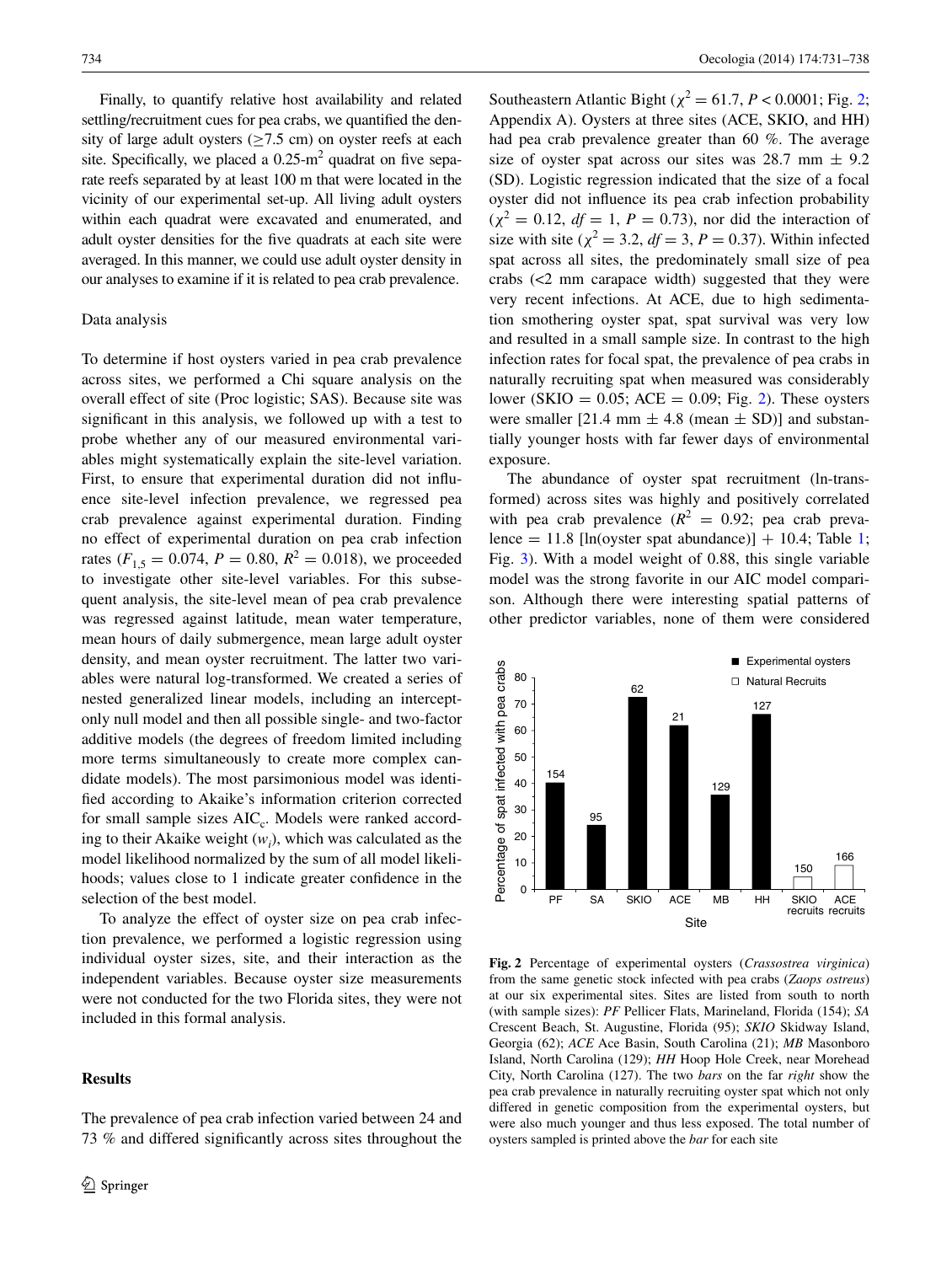Finally, to quantify relative host availability and related settling/recruitment cues for pea crabs, we quantified the density of large adult oysters (≥7.5 cm) on oyster reefs at each site. Specifically, we placed a 0.25-m$^2$ quadrat on five separate reefs separated by at least 100 m that were located in the vicinity of our experimental set-up. All living adult oysters within each quadrat were excavated and enumerated, and adult oyster densities for the five quadrats at each site were averaged. In this manner, we could use adult oyster density in our analyses to examine if it is related to pea crab prevalence.

### Data analysis

To determine if host oysters varied in pea crab prevalence across sites, we performed a Chi square analysis on the overall effect of site (Proc logistic; SAS). Because site was significant in this analysis, we followed up with a test to probe whether any of our measured environmental variables might systematically explain the site-level variation. First, to ensure that experimental duration did not influence site-level infection prevalence, we regressed pea crab prevalence against experimental duration. Finding no effect of experimental duration on pea crab infection rates ($F_{1,5} = 0.074$, $P = 0.80$, $R^2 = 0.018$), we proceeded to investigate other site-level variables. For this subsequent analysis, the site-level mean of pea crab prevalence was regressed against latitude, mean water temperature, mean hours of daily submergence, mean large adult oyster density, and mean oyster recruitment. The latter two variables were natural log-transformed. We created a series of nested generalized linear models, including an intercept-only null model and then all possible single- and two-factor additive models (the degrees of freedom limited including more terms simultaneously to create more complex candidate models). The most parsimonious model was identified according to Akaike's information criterion corrected for small sample sizes AIC$_c$. Models were ranked according to their Akaike weight ($w_i$), which was calculated as the model likelihood normalized by the sum of all model likelihoods; values close to 1 indicate greater confidence in the selection of the best model.

To analyze the effect of oyster size on pea crab infection prevalence, we performed a logistic regression using individual oyster sizes, site, and their interaction as the independent variables. Because oyster size measurements were not conducted for the two Florida sites, they were not included in this formal analysis.

## Results

The prevalence of pea crab infection varied between 24 and 73 % and differed significantly across sites throughout the Southeastern Atlantic Bight ($\chi^2 = 61.7$, $P < 0.0001$; Fig. 2; Appendix A). Oysters at three sites (ACE, SKIO, and HH) had pea crab prevalence greater than 60 %. The average size of oyster spat across our sites was 28.7 mm ± 9.2 (SD). Logistic regression indicated that the size of a focal oyster did not influence its pea crab infection probability ($\chi^2 = 0.12$, $df = 1$, $P = 0.73$), nor did the interaction of size with site ($\chi^2 = 3.2$, $df = 3$, $P = 0.37$). Within infected spat across all sites, the predominately small size of pea crabs (<2 mm carapace width) suggested that they were very recent infections. At ACE, due to high sedimentation smothering oyster spat, spat survival was very low and resulted in a small sample size. In contrast to the high infection rates for focal spat, the prevalence of pea crabs in naturally recruiting spat when measured was considerably lower (SKIO = 0.05; ACE = 0.09; Fig. 2). These oysters were smaller [21.4 mm ± 4.8 (mean ± SD)] and substantially younger hosts with far fewer days of environmental exposure.

The abundance of oyster spat recruitment (ln-transformed) across sites was highly and positively correlated with pea crab prevalence ($R^2 = 0.92$; pea crab prevalence = 11.8 [ln(oyster spat abundance)] + 10.4; Table 1; Fig. 3). With a model weight of 0.88, this single variable model was the strong favorite in our AIC model comparison. Although there were interesting spatial patterns of other predictor variables, none of them were considered

**Fig. 2** Percentage of experimental oysters (*Crassostrea virginica*) from the same genetic stock infected with pea crabs (*Zaops ostreus*) at our six experimental sites. Sites are listed from south to north (with sample sizes): *PF* Pellicer Flats, Marineland, Florida (154); *SA* Crescent Beach, St. Augustine, Florida (95); *SKIO* Skidway Island, Georgia (62); *ACE* Ace Basin, South Carolina (21); *MB* Masonboro Island, North Carolina (129); *HH* Hoop Hole Creek, near Morehead City, North Carolina (127). The two *bars* on the far *right* show the pea crab prevalence in naturally recruiting oyster spat which not only differed in genetic composition from the experimental oysters, but were also much younger and thus less exposed. The total number of oysters sampled is printed above the *bar* for each site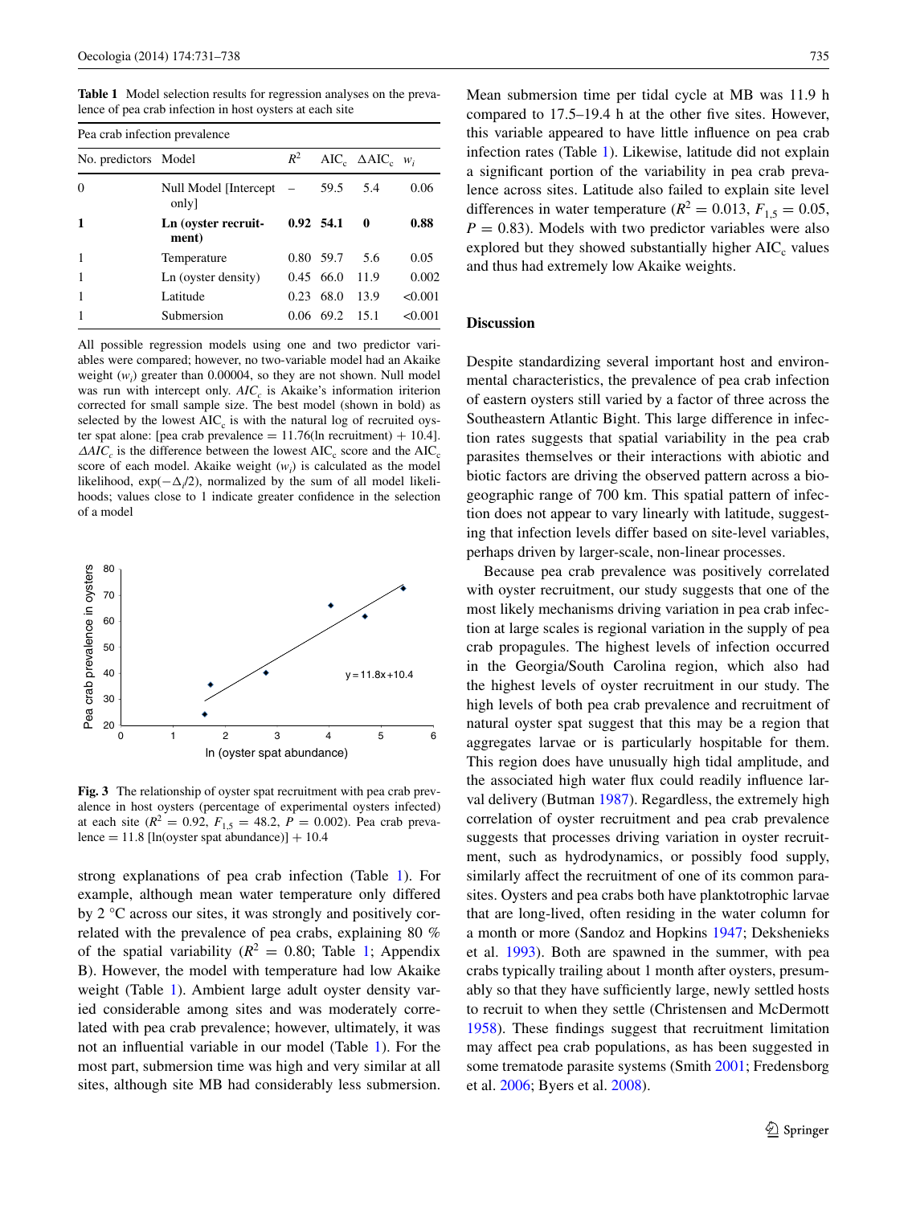**Table 1** Model selection results for regression analyses on the prevalence of pea crab infection in host oysters at each site

| Pea crab infection prevalence | | | | | |
|---|---|---|---|---|---|
| No. predictors | Model | $R^2$ | $AIC_c$ | $\Delta AIC_c$ | $w_i$ |
| 0 | Null Model [Intercept only] | – | 59.5 | 5.4 | 0.06 |
| **1** | **Ln (oyster recruitment)** | **0.92** | **54.1** | **0** | **0.88** |
| 1 | Temperature | 0.80 | 59.7 | 5.6 | 0.05 |
| 1 | Ln (oyster density) | 0.45 | 66.0 | 11.9 | 0.002 |
| 1 | Latitude | 0.23 | 68.0 | 13.9 | <0.001 |
| 1 | Submersion | 0.06 | 69.2 | 15.1 | <0.001 |

All possible regression models using one and two predictor variables were compared; however, no two-variable model had an Akaike weight ($w_i$) greater than 0.00004, so they are not shown. Null model was run with intercept only. $AIC_c$ is Akaike's information iriterion corrected for small sample size. The best model (shown in bold) as selected by the lowest $AIC_c$ is with the natural log of recruited oyster spat alone: [pea crab prevalence = 11.76(ln recruitment) + 10.4]. $\Delta AIC_c$ is the difference between the lowest $AIC_c$ score and the $AIC_c$ score of each model. Akaike weight ($w_i$) is calculated as the model likelihood, $\exp(-\Delta_i/2)$, normalized by the sum of all model likelihoods; values close to 1 indicate greater confidence in the selection of a model

**Fig. 3** The relationship of oyster spat recruitment with pea crab prevalence in host oysters (percentage of experimental oysters infected) at each site ($R^2 = 0.92$, $F_{1,5} = 48.2$, $P = 0.002$). Pea crab prevalence = 11.8 [ln(oyster spat abundance)] + 10.4

strong explanations of pea crab infection (Table 1). For example, although mean water temperature only differed by 2 °C across our sites, it was strongly and positively correlated with the prevalence of pea crabs, explaining 80 % of the spatial variability ($R^2 = 0.80$; Table 1; Appendix B). However, the model with temperature had low Akaike weight (Table 1). Ambient large adult oyster density varied considerable among sites and was moderately correlated with pea crab prevalence; however, ultimately, it was not an influential variable in our model (Table 1). For the most part, submersion time was high and very similar at all sites, although site MB had considerably less submersion. Mean submersion time per tidal cycle at MB was 11.9 h compared to 17.5–19.4 h at the other five sites. However, this variable appeared to have little influence on pea crab infection rates (Table 1). Likewise, latitude did not explain a significant portion of the variability in pea crab prevalence across sites. Latitude also failed to explain site level differences in water temperature ($R^2 = 0.013$, $F_{1,5} = 0.05$, $P = 0.83$). Models with two predictor variables were also explored but they showed substantially higher $AIC_c$ values and thus had extremely low Akaike weights.

## Discussion

Despite standardizing several important host and environmental characteristics, the prevalence of pea crab infection of eastern oysters still varied by a factor of three across the Southeastern Atlantic Bight. This large difference in infection rates suggests that spatial variability in the pea crab parasites themselves or their interactions with abiotic and biotic factors are driving the observed pattern across a biogeographic range of 700 km. This spatial pattern of infection does not appear to vary linearly with latitude, suggesting that infection levels differ based on site-level variables, perhaps driven by larger-scale, non-linear processes.

Because pea crab prevalence was positively correlated with oyster recruitment, our study suggests that one of the most likely mechanisms driving variation in pea crab infection at large scales is regional variation in the supply of pea crab propagules. The highest levels of infection occurred in the Georgia/South Carolina region, which also had the highest levels of oyster recruitment in our study. The high levels of both pea crab prevalence and recruitment of natural oyster spat suggest that this may be a region that aggregates larvae or is particularly hospitable for them. This region does have unusually high tidal amplitude, and the associated high water flux could readily influence larval delivery (Butman 1987). Regardless, the extremely high correlation of oyster recruitment and pea crab prevalence suggests that processes driving variation in oyster recruitment, such as hydrodynamics, or possibly food supply, similarly affect the recruitment of one of its common parasites. Oysters and pea crabs both have planktotrophic larvae that are long-lived, often residing in the water column for a month or more (Sandoz and Hopkins 1947; Dekshenieks et al. 1993). Both are spawned in the summer, with pea crabs typically trailing about 1 month after oysters, presumably so that they have sufficiently large, newly settled hosts to recruit to when they settle (Christensen and McDermott 1958). These findings suggest that recruitment limitation may affect pea crab populations, as has been suggested in some trematode parasite systems (Smith 2001; Fredensborg et al. 2006; Byers et al. 2008).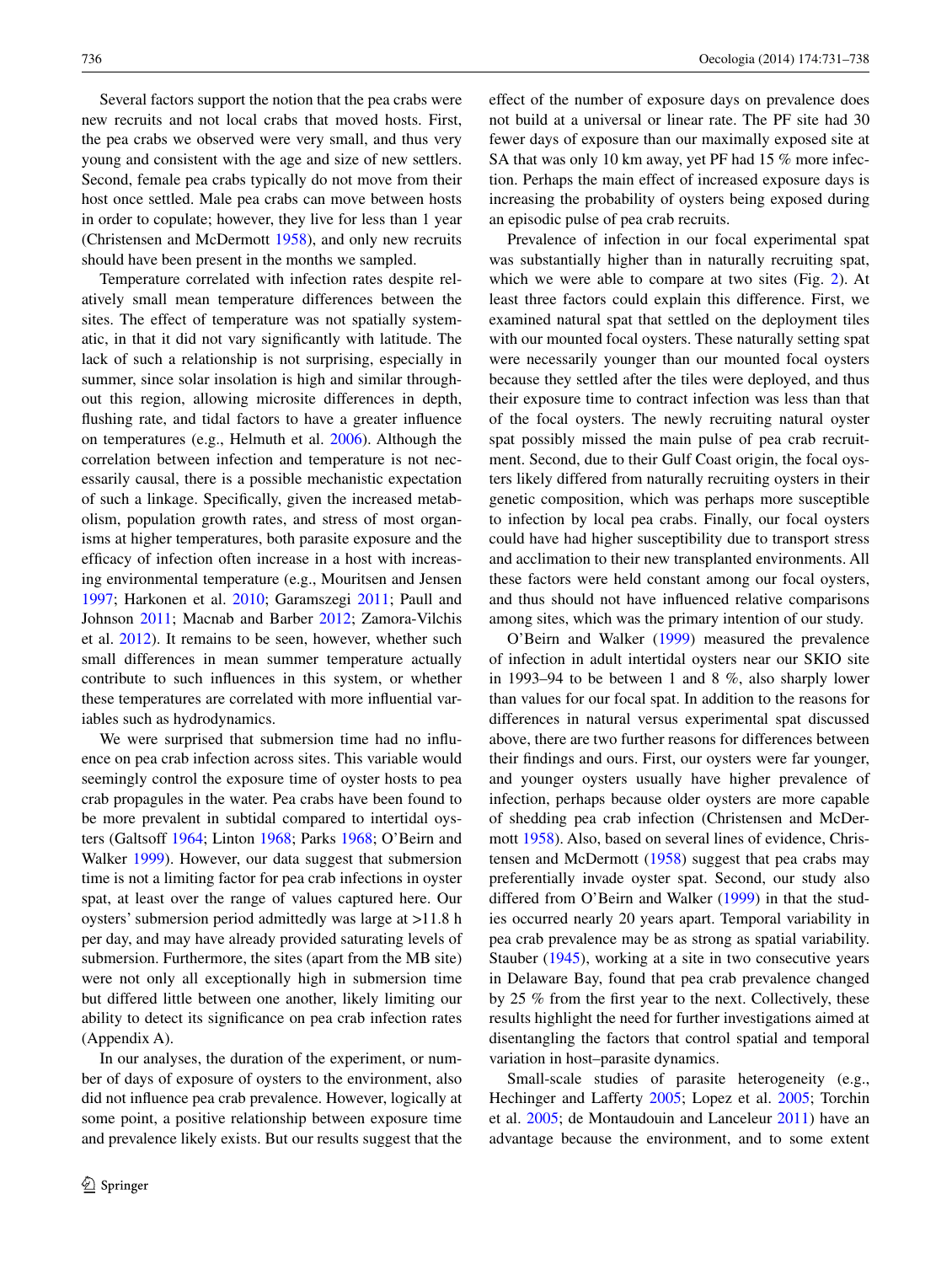Several factors support the notion that the pea crabs were new recruits and not local crabs that moved hosts. First, the pea crabs we observed were very small, and thus very young and consistent with the age and size of new settlers. Second, female pea crabs typically do not move from their host once settled. Male pea crabs can move between hosts in order to copulate; however, they live for less than 1 year (Christensen and McDermott 1958), and only new recruits should have been present in the months we sampled.

Temperature correlated with infection rates despite relatively small mean temperature differences between the sites. The effect of temperature was not spatially systematic, in that it did not vary significantly with latitude. The lack of such a relationship is not surprising, especially in summer, since solar insolation is high and similar throughout this region, allowing microsite differences in depth, flushing rate, and tidal factors to have a greater influence on temperatures (e.g., Helmuth et al. 2006). Although the correlation between infection and temperature is not necessarily causal, there is a possible mechanistic expectation of such a linkage. Specifically, given the increased metabolism, population growth rates, and stress of most organisms at higher temperatures, both parasite exposure and the efficacy of infection often increase in a host with increasing environmental temperature (e.g., Mouritsen and Jensen 1997; Harkonen et al. 2010; Garamszegi 2011; Paull and Johnson 2011; Macnab and Barber 2012; Zamora-Vilchis et al. 2012). It remains to be seen, however, whether such small differences in mean summer temperature actually contribute to such influences in this system, or whether these temperatures are correlated with more influential variables such as hydrodynamics.

We were surprised that submersion time had no influence on pea crab infection across sites. This variable would seemingly control the exposure time of oyster hosts to pea crab propagules in the water. Pea crabs have been found to be more prevalent in subtidal compared to intertidal oysters (Galtsoff 1964; Linton 1968; Parks 1968; O'Beirn and Walker 1999). However, our data suggest that submersion time is not a limiting factor for pea crab infections in oyster spat, at least over the range of values captured here. Our oysters' submersion period admittedly was large at >11.8 h per day, and may have already provided saturating levels of submersion. Furthermore, the sites (apart from the MB site) were not only all exceptionally high in submersion time but differed little between one another, likely limiting our ability to detect its significance on pea crab infection rates (Appendix A).

In our analyses, the duration of the experiment, or number of days of exposure of oysters to the environment, also did not influence pea crab prevalence. However, logically at some point, a positive relationship between exposure time and prevalence likely exists. But our results suggest that the effect of the number of exposure days on prevalence does not build at a universal or linear rate. The PF site had 30 fewer days of exposure than our maximally exposed site at SA that was only 10 km away, yet PF had 15 % more infection. Perhaps the main effect of increased exposure days is increasing the probability of oysters being exposed during an episodic pulse of pea crab recruits.

Prevalence of infection in our focal experimental spat was substantially higher than in naturally recruiting spat, which we were able to compare at two sites (Fig. 2). At least three factors could explain this difference. First, we examined natural spat that settled on the deployment tiles with our mounted focal oysters. These naturally setting spat were necessarily younger than our mounted focal oysters because they settled after the tiles were deployed, and thus their exposure time to contract infection was less than that of the focal oysters. The newly recruiting natural oyster spat possibly missed the main pulse of pea crab recruitment. Second, due to their Gulf Coast origin, the focal oysters likely differed from naturally recruiting oysters in their genetic composition, which was perhaps more susceptible to infection by local pea crabs. Finally, our focal oysters could have had higher susceptibility due to transport stress and acclimation to their new transplanted environments. All these factors were held constant among our focal oysters, and thus should not have influenced relative comparisons among sites, which was the primary intention of our study.

O'Beirn and Walker (1999) measured the prevalence of infection in adult intertidal oysters near our SKIO site in 1993–94 to be between 1 and 8 %, also sharply lower than values for our focal spat. In addition to the reasons for differences in natural versus experimental spat discussed above, there are two further reasons for differences between their findings and ours. First, our oysters were far younger, and younger oysters usually have higher prevalence of infection, perhaps because older oysters are more capable of shedding pea crab infection (Christensen and McDermott 1958). Also, based on several lines of evidence, Christensen and McDermott (1958) suggest that pea crabs may preferentially invade oyster spat. Second, our study also differed from O'Beirn and Walker (1999) in that the studies occurred nearly 20 years apart. Temporal variability in pea crab prevalence may be as strong as spatial variability. Stauber (1945), working at a site in two consecutive years in Delaware Bay, found that pea crab prevalence changed by 25 % from the first year to the next. Collectively, these results highlight the need for further investigations aimed at disentangling the factors that control spatial and temporal variation in host–parasite dynamics.

Small-scale studies of parasite heterogeneity (e.g., Hechinger and Lafferty 2005; Lopez et al. 2005; Torchin et al. 2005; de Montaudouin and Lanceleur 2011) have an advantage because the environment, and to some extent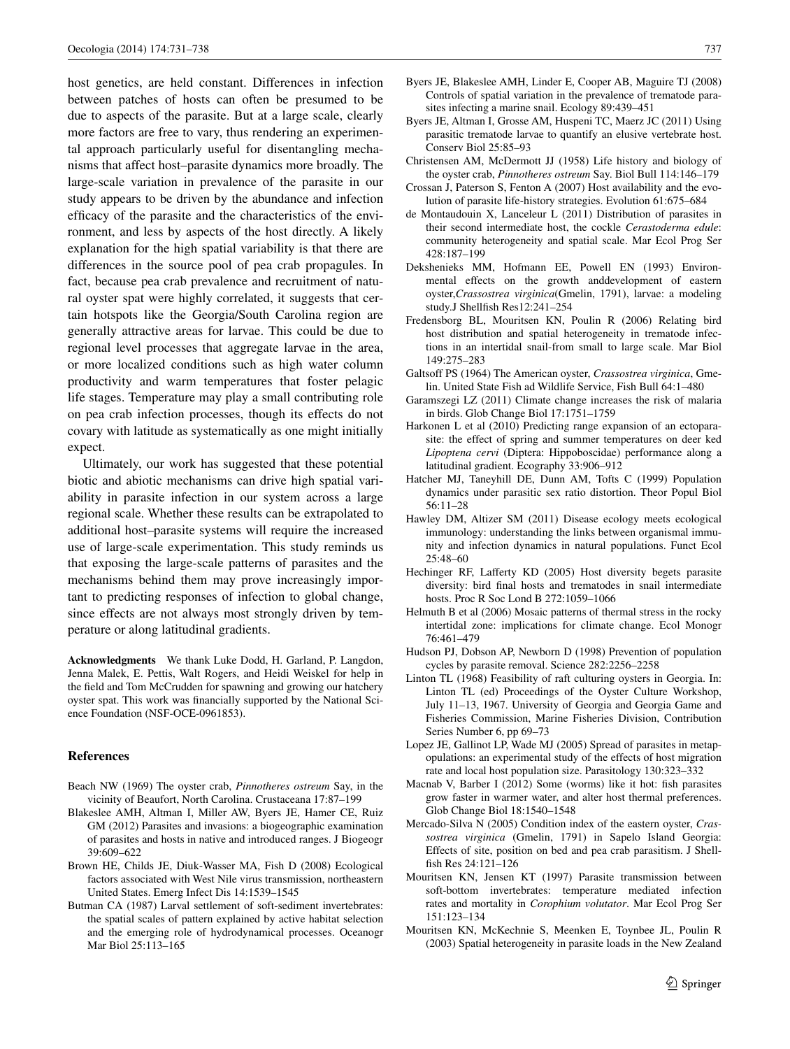host genetics, are held constant. Differences in infection between patches of hosts can often be presumed to be due to aspects of the parasite. But at a large scale, clearly more factors are free to vary, thus rendering an experimental approach particularly useful for disentangling mechanisms that affect host–parasite dynamics more broadly. The large-scale variation in prevalence of the parasite in our study appears to be driven by the abundance and infection efficacy of the parasite and the characteristics of the environment, and less by aspects of the host directly. A likely explanation for the high spatial variability is that there are differences in the source pool of pea crab propagules. In fact, because pea crab prevalence and recruitment of natural oyster spat were highly correlated, it suggests that certain hotspots like the Georgia/South Carolina region are generally attractive areas for larvae. This could be due to regional level processes that aggregate larvae in the area, or more localized conditions such as high water column productivity and warm temperatures that foster pelagic life stages. Temperature may play a small contributing role on pea crab infection processes, though its effects do not covary with latitude as systematically as one might initially expect.

Ultimately, our work has suggested that these potential biotic and abiotic mechanisms can drive high spatial variability in parasite infection in our system across a large regional scale. Whether these results can be extrapolated to additional host–parasite systems will require the increased use of large-scale experimentation. This study reminds us that exposing the large-scale patterns of parasites and the mechanisms behind them may prove increasingly important to predicting responses of infection to global change, since effects are not always most strongly driven by temperature or along latitudinal gradients.

**Acknowledgments** We thank Luke Dodd, H. Garland, P. Langdon, Jenna Malek, E. Pettis, Walt Rogers, and Heidi Weiskel for help in the field and Tom McCrudden for spawning and growing our hatchery oyster spat. This work was financially supported by the National Science Foundation (NSF-OCE-0961853).

## References

Beach NW (1969) The oyster crab, *Pinnotheres ostreum* Say, in the vicinity of Beaufort, North Carolina. Crustaceana 17:87–199

Blakeslee AMH, Altman I, Miller AW, Byers JE, Hamer CE, Ruiz GM (2012) Parasites and invasions: a biogeographic examination of parasites and hosts in native and introduced ranges. J Biogeogr 39:609–622

Brown HE, Childs JE, Diuk-Wasser MA, Fish D (2008) Ecological factors associated with West Nile virus transmission, northeastern United States. Emerg Infect Dis 14:1539–1545

Butman CA (1987) Larval settlement of soft-sediment invertebrates: the spatial scales of pattern explained by active habitat selection and the emerging role of hydrodynamical processes. Oceanogr Mar Biol 25:113–165

Byers JE, Blakeslee AMH, Linder E, Cooper AB, Maguire TJ (2008) Controls of spatial variation in the prevalence of trematode parasites infecting a marine snail. Ecology 89:439–451

Byers JE, Altman I, Grosse AM, Huspeni TC, Maerz JC (2011) Using parasitic trematode larvae to quantify an elusive vertebrate host. Conserv Biol 25:85–93

Christensen AM, McDermott JJ (1958) Life history and biology of the oyster crab, *Pinnotheres ostreum* Say. Biol Bull 114:146–179

Crossan J, Paterson S, Fenton A (2007) Host availability and the evolution of parasite life-history strategies. Evolution 61:675–684

de Montaudouin X, Lanceleur L (2011) Distribution of parasites in their second intermediate host, the cockle *Cerastoderma edule*: community heterogeneity and spatial scale. Mar Ecol Prog Ser 428:187–199

Dekshenieks MM, Hofmann EE, Powell EN (1993) Environmental effects on the growth anddevelopment of eastern oyster,*Crassostrea virginica*(Gmelin, 1791), larvae: a modeling study.J Shellfish Res12:241–254

Fredensborg BL, Mouritsen KN, Poulin R (2006) Relating bird host distribution and spatial heterogeneity in trematode infections in an intertidal snail-from small to large scale. Mar Biol 149:275–283

Galtsoff PS (1964) The American oyster, *Crassostrea virginica*, Gmelin. United State Fish ad Wildlife Service, Fish Bull 64:1–480

Garamszegi LZ (2011) Climate change increases the risk of malaria in birds. Glob Change Biol 17:1751–1759

Harkonen L et al (2010) Predicting range expansion of an ectoparasite: the effect of spring and summer temperatures on deer ked *Lipoptena cervi* (Diptera: Hippoboscidae) performance along a latitudinal gradient. Ecography 33:906–912

Hatcher MJ, Taneyhill DE, Dunn AM, Tofts C (1999) Population dynamics under parasitic sex ratio distortion. Theor Popul Biol 56:11–28

Hawley DM, Altizer SM (2011) Disease ecology meets ecological immunology: understanding the links between organismal immunity and infection dynamics in natural populations. Funct Ecol 25:48–60

Hechinger RF, Lafferty KD (2005) Host diversity begets parasite diversity: bird final hosts and trematodes in snail intermediate hosts. Proc R Soc Lond B 272:1059–1066

Helmuth B et al (2006) Mosaic patterns of thermal stress in the rocky intertidal zone: implications for climate change. Ecol Monogr 76:461–479

Hudson PJ, Dobson AP, Newborn D (1998) Prevention of population cycles by parasite removal. Science 282:2256–2258

Linton TL (1968) Feasibility of raft culturing oysters in Georgia. In: Linton TL (ed) Proceedings of the Oyster Culture Workshop, July 11–13, 1967. University of Georgia and Georgia Game and Fisheries Commission, Marine Fisheries Division, Contribution Series Number 6, pp 69–73

Lopez JE, Gallinot LP, Wade MJ (2005) Spread of parasites in metapopulations: an experimental study of the effects of host migration rate and local host population size. Parasitology 130:323–332

Macnab V, Barber I (2012) Some (worms) like it hot: fish parasites grow faster in warmer water, and alter host thermal preferences. Glob Change Biol 18:1540–1548

Mercado-Silva N (2005) Condition index of the eastern oyster, *Crassostrea virginica* (Gmelin, 1791) in Sapelo Island Georgia: Effects of site, position on bed and pea crab parasitism. J Shellfish Res 24:121–126

Mouritsen KN, Jensen KT (1997) Parasite transmission between soft-bottom invertebrates: temperature mediated infection rates and mortality in *Corophium volutator*. Mar Ecol Prog Ser 151:123–134

Mouritsen KN, McKechnie S, Meenken E, Toynbee JL, Poulin R (2003) Spatial heterogeneity in parasite loads in the New Zealand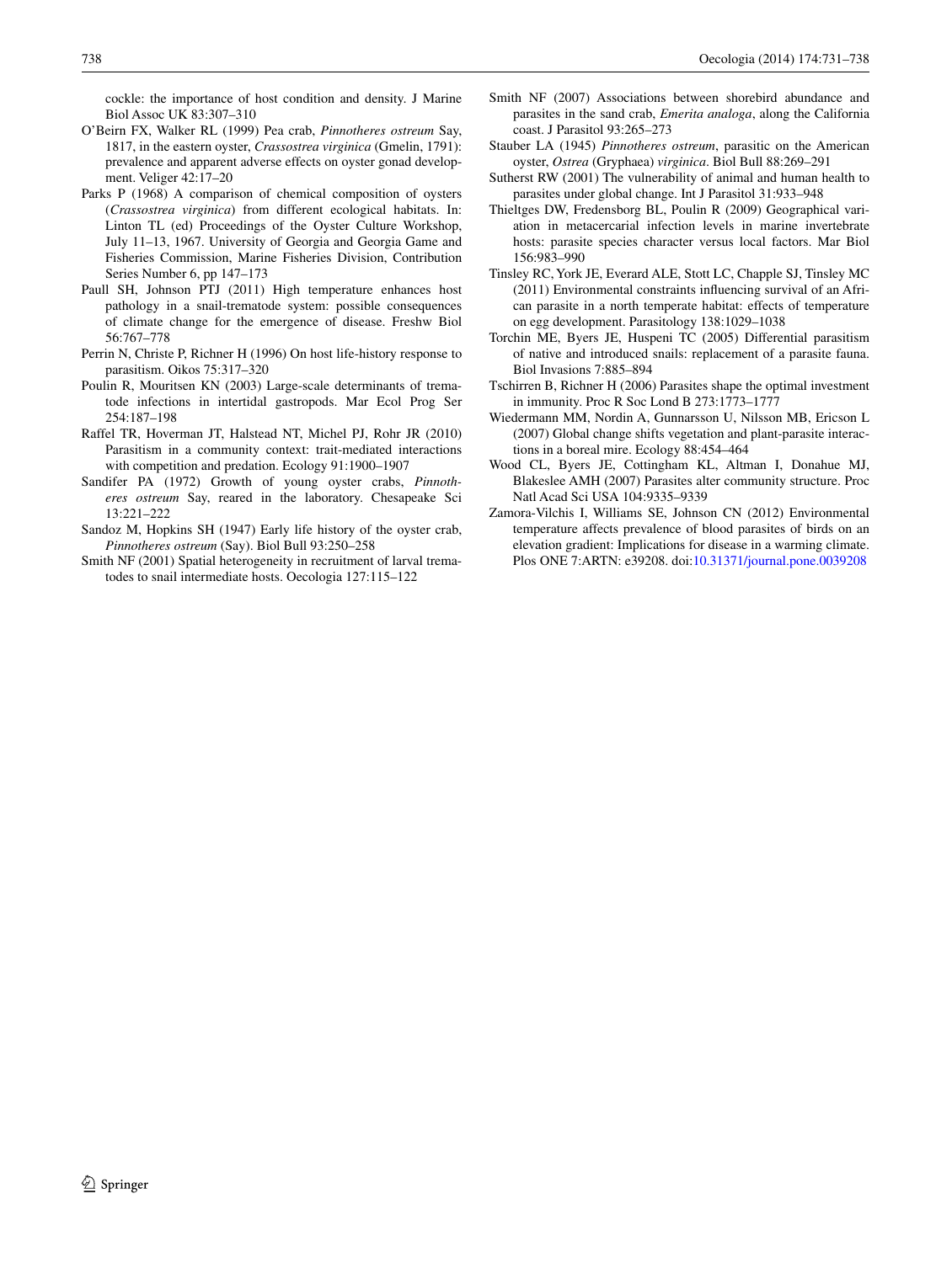cockle: the importance of host condition and density. J Marine Biol Assoc UK 83:307–310

O'Beirn FX, Walker RL (1999) Pea crab, *Pinnotheres ostreum* Say, 1817, in the eastern oyster, *Crassostrea virginica* (Gmelin, 1791): prevalence and apparent adverse effects on oyster gonad development. Veliger 42:17–20

Parks P (1968) A comparison of chemical composition of oysters (*Crassostrea virginica*) from different ecological habitats. In: Linton TL (ed) Proceedings of the Oyster Culture Workshop, July 11–13, 1967. University of Georgia and Georgia Game and Fisheries Commission, Marine Fisheries Division, Contribution Series Number 6, pp 147–173

Paull SH, Johnson PTJ (2011) High temperature enhances host pathology in a snail-trematode system: possible consequences of climate change for the emergence of disease. Freshw Biol 56:767–778

Perrin N, Christe P, Richner H (1996) On host life-history response to parasitism. Oikos 75:317–320

Poulin R, Mouritsen KN (2003) Large-scale determinants of trematode infections in intertidal gastropods. Mar Ecol Prog Ser 254:187–198

Raffel TR, Hoverman JT, Halstead NT, Michel PJ, Rohr JR (2010) Parasitism in a community context: trait-mediated interactions with competition and predation. Ecology 91:1900–1907

Sandifer PA (1972) Growth of young oyster crabs, *Pinnotheres ostreum* Say, reared in the laboratory. Chesapeake Sci 13:221–222

Sandoz M, Hopkins SH (1947) Early life history of the oyster crab, *Pinnotheres ostreum* (Say). Biol Bull 93:250–258

Smith NF (2001) Spatial heterogeneity in recruitment of larval trematodes to snail intermediate hosts. Oecologia 127:115–122

Smith NF (2007) Associations between shorebird abundance and parasites in the sand crab, *Emerita analoga*, along the California coast. J Parasitol 93:265–273

Stauber LA (1945) *Pinnotheres ostreum*, parasitic on the American oyster, *Ostrea* (Gryphaea) *virginica*. Biol Bull 88:269–291

Sutherst RW (2001) The vulnerability of animal and human health to parasites under global change. Int J Parasitol 31:933–948

Thieltges DW, Fredensborg BL, Poulin R (2009) Geographical variation in metacercarial infection levels in marine invertebrate hosts: parasite species character versus local factors. Mar Biol 156:983–990

Tinsley RC, York JE, Everard ALE, Stott LC, Chapple SJ, Tinsley MC (2011) Environmental constraints influencing survival of an African parasite in a north temperate habitat: effects of temperature on egg development. Parasitology 138:1029–1038

Torchin ME, Byers JE, Huspeni TC (2005) Differential parasitism of native and introduced snails: replacement of a parasite fauna. Biol Invasions 7:885–894

Tschirren B, Richner H (2006) Parasites shape the optimal investment in immunity. Proc R Soc Lond B 273:1773–1777

Wiedermann MM, Nordin A, Gunnarsson U, Nilsson MB, Ericson L (2007) Global change shifts vegetation and plant-parasite interactions in a boreal mire. Ecology 88:454–464

Wood CL, Byers JE, Cottingham KL, Altman I, Donahue MJ, Blakeslee AMH (2007) Parasites alter community structure. Proc Natl Acad Sci USA 104:9335–9339

Zamora-Vilchis I, Williams SE, Johnson CN (2012) Environmental temperature affects prevalence of blood parasites of birds on an elevation gradient: Implications for disease in a warming climate. Plos ONE 7:ARTN: e39208. doi:10.31371/journal.pone.0039208